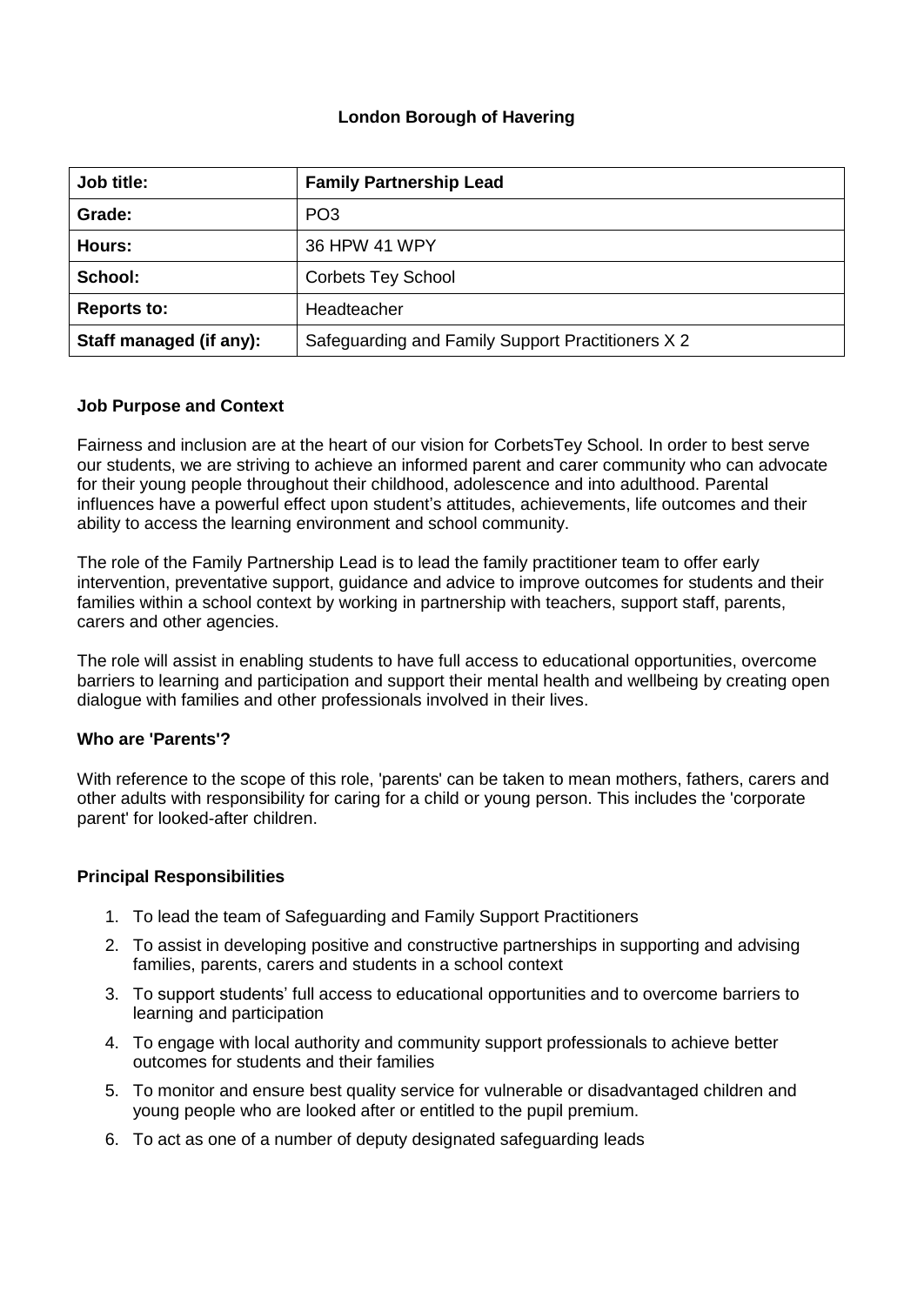**London Borough of Havering**

| **Job title:** | **Family Partnership Lead** |
|---|---|
| **Grade:** | PO3 |
| **Hours:** | 36 HPW 41 WPY |
| **School:** | Corbets Tey School |
| **Reports to:** | Headteacher |
| **Staff managed (if any):** | Safeguarding and Family Support Practitioners X 2 |

### Job Purpose and Context

Fairness and inclusion are at the heart of our vision for CorbetsTey School. In order to best serve our students, we are striving to achieve an informed parent and carer community who can advocate for their young people throughout their childhood, adolescence and into adulthood. Parental influences have a powerful effect upon student's attitudes, achievements, life outcomes and their ability to access the learning environment and school community.

The role of the Family Partnership Lead is to lead the family practitioner team to offer early intervention, preventative support, guidance and advice to improve outcomes for students and their families within a school context by working in partnership with teachers, support staff, parents, carers and other agencies.

The role will assist in enabling students to have full access to educational opportunities, overcome barriers to learning and participation and support their mental health and wellbeing by creating open dialogue with families and other professionals involved in their lives.

### Who are 'Parents'?

With reference to the scope of this role, 'parents' can be taken to mean mothers, fathers, carers and other adults with responsibility for caring for a child or young person. This includes the 'corporate parent' for looked-after children.

### Principal Responsibilities

1. To lead the team of Safeguarding and Family Support Practitioners
2. To assist in developing positive and constructive partnerships in supporting and advising families, parents, carers and students in a school context
3. To support students' full access to educational opportunities and to overcome barriers to learning and participation
4. To engage with local authority and community support professionals to achieve better outcomes for students and their families
5. To monitor and ensure best quality service for vulnerable or disadvantaged children and young people who are looked after or entitled to the pupil premium.
6. To act as one of a number of deputy designated safeguarding leads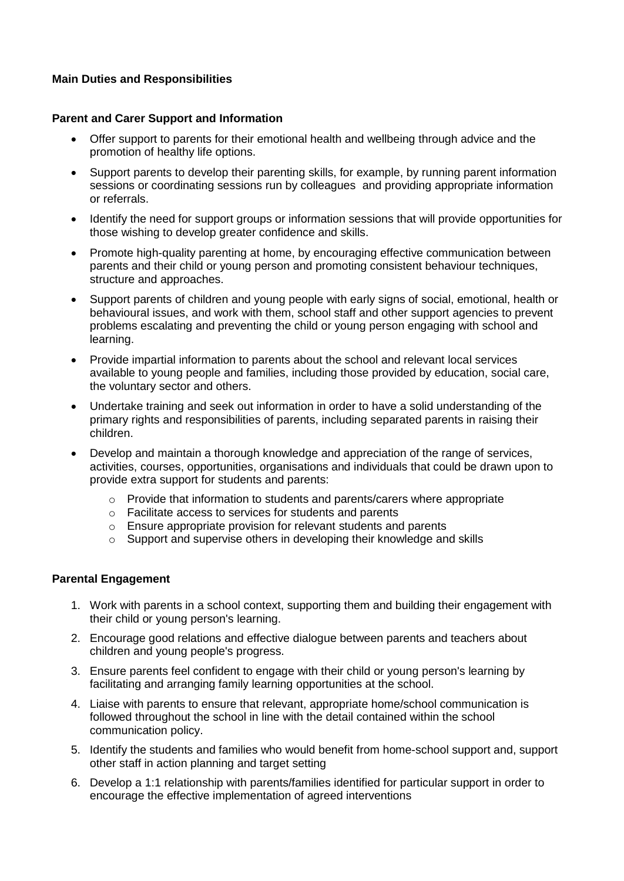**Main Duties and Responsibilities**

**Parent and Carer Support and Information**

- Offer support to parents for their emotional health and wellbeing through advice and the promotion of healthy life options.
- Support parents to develop their parenting skills, for example, by running parent information sessions or coordinating sessions run by colleagues and providing appropriate information or referrals.
- Identify the need for support groups or information sessions that will provide opportunities for those wishing to develop greater confidence and skills.
- Promote high-quality parenting at home, by encouraging effective communication between parents and their child or young person and promoting consistent behaviour techniques, structure and approaches.
- Support parents of children and young people with early signs of social, emotional, health or behavioural issues, and work with them, school staff and other support agencies to prevent problems escalating and preventing the child or young person engaging with school and learning.
- Provide impartial information to parents about the school and relevant local services available to young people and families, including those provided by education, social care, the voluntary sector and others.
- Undertake training and seek out information in order to have a solid understanding of the primary rights and responsibilities of parents, including separated parents in raising their children.
- Develop and maintain a thorough knowledge and appreciation of the range of services, activities, courses, opportunities, organisations and individuals that could be drawn upon to provide extra support for students and parents:
  - Provide that information to students and parents/carers where appropriate
  - Facilitate access to services for students and parents
  - Ensure appropriate provision for relevant students and parents
  - Support and supervise others in developing their knowledge and skills

**Parental Engagement**

1. Work with parents in a school context, supporting them and building their engagement with their child or young person's learning.
2. Encourage good relations and effective dialogue between parents and teachers about children and young people's progress.
3. Ensure parents feel confident to engage with their child or young person's learning by facilitating and arranging family learning opportunities at the school.
4. Liaise with parents to ensure that relevant, appropriate home/school communication is followed throughout the school in line with the detail contained within the school communication policy.
5. Identify the students and families who would benefit from home-school support and, support other staff in action planning and target setting
6. Develop a 1:1 relationship with parents/families identified for particular support in order to encourage the effective implementation of agreed interventions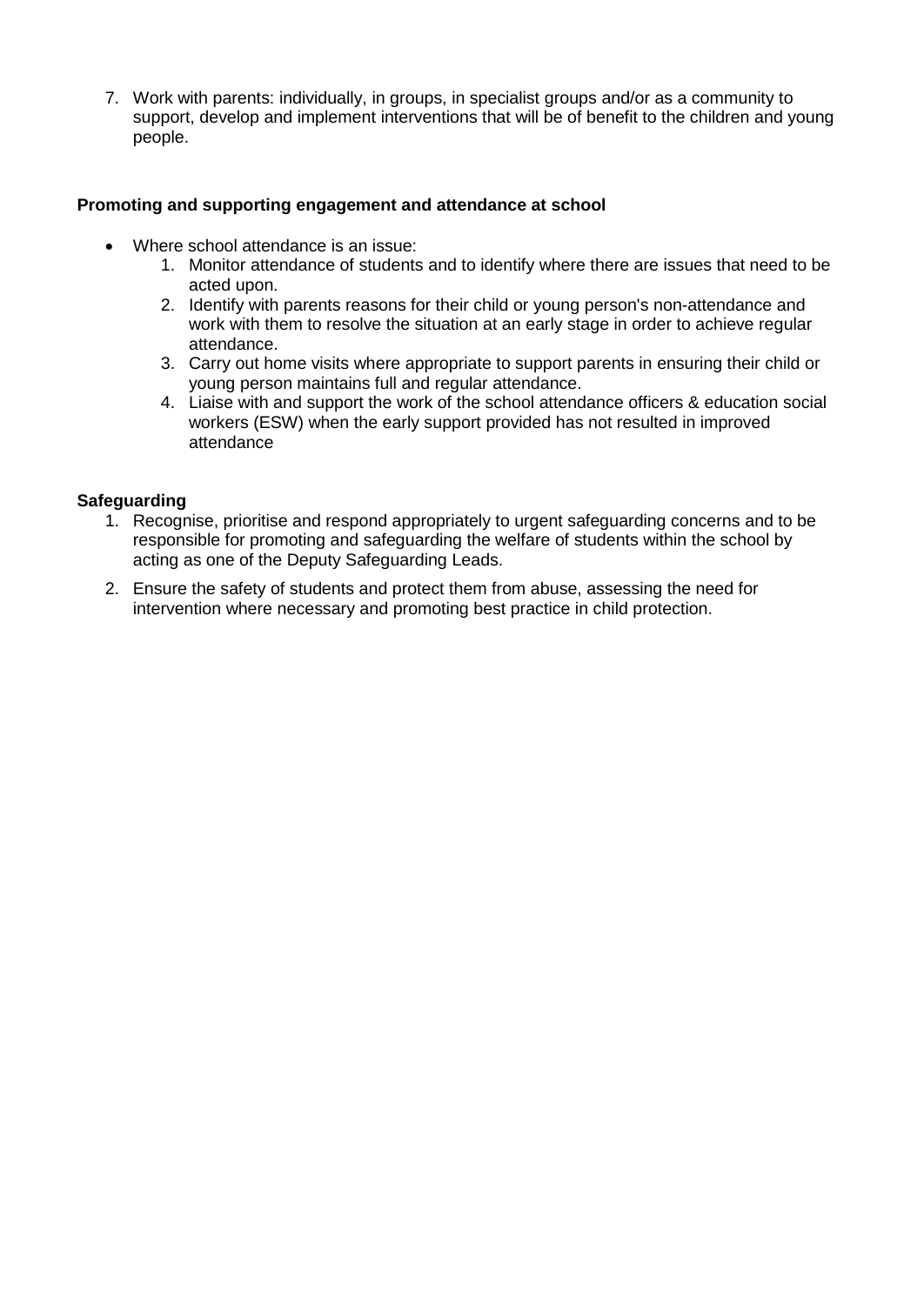7. Work with parents: individually, in groups, in specialist groups and/or as a community to support, develop and implement interventions that will be of benefit to the children and young people.

**Promoting and supporting engagement and attendance at school**

- Where school attendance is an issue:
    1. Monitor attendance of students and to identify where there are issues that need to be acted upon.
    2. Identify with parents reasons for their child or young person's non-attendance and work with them to resolve the situation at an early stage in order to achieve regular attendance.
    3. Carry out home visits where appropriate to support parents in ensuring their child or young person maintains full and regular attendance.
    4. Liaise with and support the work of the school attendance officers & education social workers (ESW) when the early support provided has not resulted in improved attendance

**Safeguarding**

1. Recognise, prioritise and respond appropriately to urgent safeguarding concerns and to be responsible for promoting and safeguarding the welfare of students within the school by acting as one of the Deputy Safeguarding Leads.
2. Ensure the safety of students and protect them from abuse, assessing the need for intervention where necessary and promoting best practice in child protection.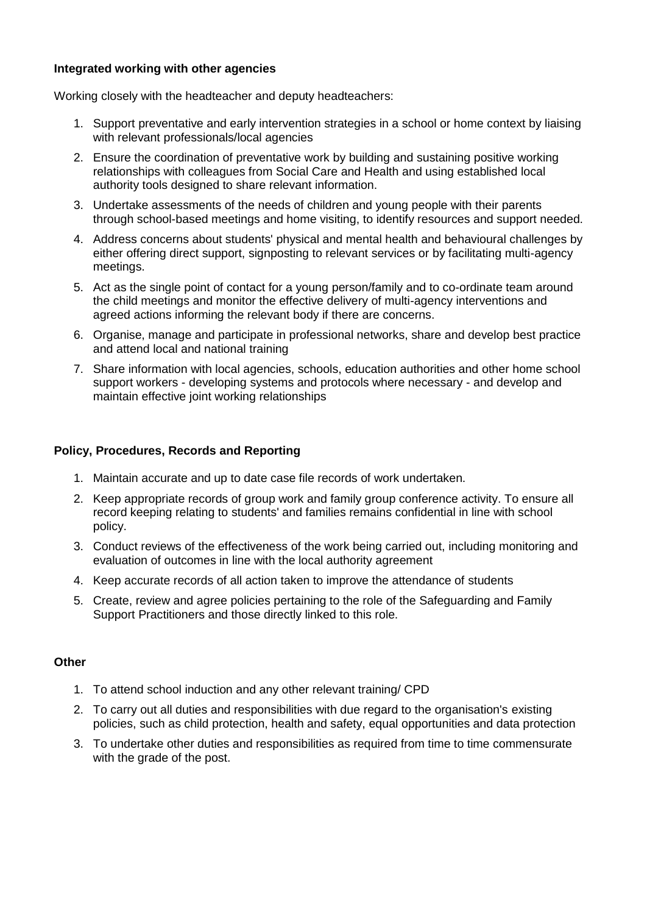**Integrated working with other agencies**

Working closely with the headteacher and deputy headteachers:

1. Support preventative and early intervention strategies in a school or home context by liaising with relevant professionals/local agencies
2. Ensure the coordination of preventative work by building and sustaining positive working relationships with colleagues from Social Care and Health and using established local authority tools designed to share relevant information.
3. Undertake assessments of the needs of children and young people with their parents through school-based meetings and home visiting, to identify resources and support needed.
4. Address concerns about students' physical and mental health and behavioural challenges by either offering direct support, signposting to relevant services or by facilitating multi-agency meetings.
5. Act as the single point of contact for a young person/family and to co-ordinate team around the child meetings and monitor the effective delivery of multi-agency interventions and agreed actions informing the relevant body if there are concerns.
6. Organise, manage and participate in professional networks, share and develop best practice and attend local and national training
7. Share information with local agencies, schools, education authorities and other home school support workers - developing systems and protocols where necessary - and develop and maintain effective joint working relationships

**Policy, Procedures, Records and Reporting**

1. Maintain accurate and up to date case file records of work undertaken.
2. Keep appropriate records of group work and family group conference activity. To ensure all record keeping relating to students' and families remains confidential in line with school policy.
3. Conduct reviews of the effectiveness of the work being carried out, including monitoring and evaluation of outcomes in line with the local authority agreement
4. Keep accurate records of all action taken to improve the attendance of students
5. Create, review and agree policies pertaining to the role of the Safeguarding and Family Support Practitioners and those directly linked to this role.

**Other**

1. To attend school induction and any other relevant training/ CPD
2. To carry out all duties and responsibilities with due regard to the organisation's existing policies, such as child protection, health and safety, equal opportunities and data protection
3. To undertake other duties and responsibilities as required from time to time commensurate with the grade of the post.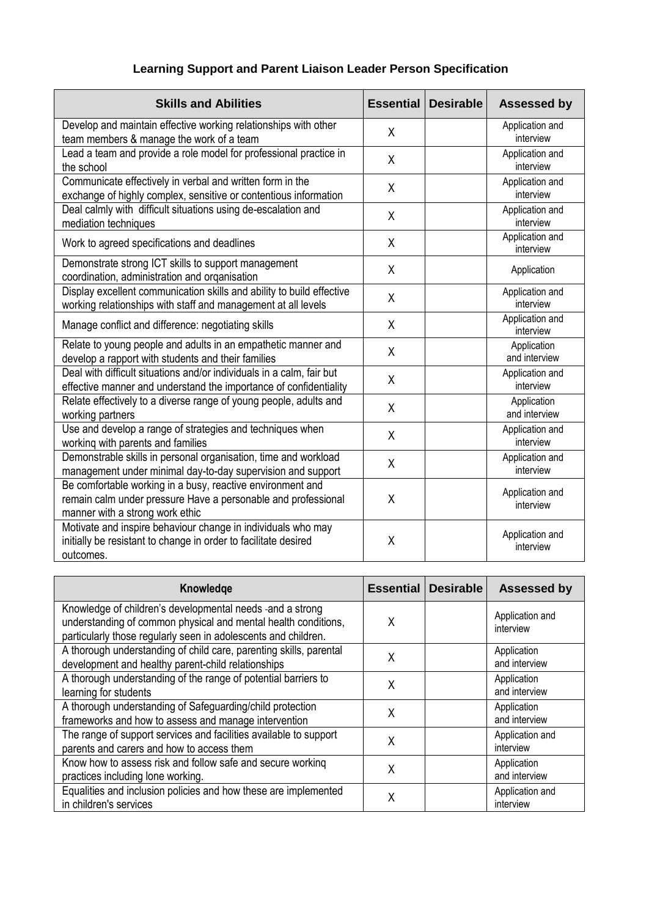## Learning Support and Parent Liaison Leader Person Specification

| Skills and Abilities | Essential | Desirable | Assessed by |
|---|---|---|---|
| Develop and maintain effective working relationships with other team members & manage the work of a team | X | | Application and interview |
| Lead a team and provide a role model for professional practice in the school | X | | Application and interview |
| Communicate effectively in verbal and written form in the exchange of highly complex, sensitive or contentious information | X | | Application and interview |
| Deal calmly with difficult situations using de-escalation and mediation techniques | X | | Application and interview |
| Work to agreed specifications and deadlines | X | | Application and interview |
| Demonstrate strong ICT skills to support management coordination, administration and organisation | X | | Application |
| Display excellent communication skills and ability to build effective working relationships with staff and management at all levels | X | | Application and interview |
| Manage conflict and difference: negotiating skills | X | | Application and interview |
| Relate to young people and adults in an empathetic manner and develop a rapport with students and their families | X | | Application and interview |
| Deal with difficult situations and/or individuals in a calm, fair but effective manner and understand the importance of confidentiality | X | | Application and interview |
| Relate effectively to a diverse range of young people, adults and working partners | X | | Application and interview |
| Use and develop a range of strategies and techniques when working with parents and families | X | | Application and interview |
| Demonstrable skills in personal organisation, time and workload management under minimal day-to-day supervision and support | X | | Application and interview |
| Be comfortable working in a busy, reactive environment and remain calm under pressure Have a personable and professional manner with a strong work ethic | X | | Application and interview |
| Motivate and inspire behaviour change in individuals who may initially be resistant to change in order to facilitate desired outcomes. | X | | Application and interview |

| Knowledge | Essential | Desirable | Assessed by |
|---|---|---|---|
| Knowledge of children's developmental needs -and a strong understanding of common physical and mental health conditions, particularly those regularly seen in adolescents and children. | X | | Application and interview |
| A thorough understanding of child care, parenting skills, parental development and healthy parent-child relationships | X | | Application and interview |
| A thorough understanding of the range of potential barriers to learning for students | X | | Application and interview |
| A thorough understanding of Safeguarding/child protection frameworks and how to assess and manage intervention | X | | Application and interview |
| The range of support services and facilities available to support parents and carers and how to access them | X | | Application and interview |
| Know how to assess risk and follow safe and secure working practices including lone working. | X | | Application and interview |
| Equalities and inclusion policies and how these are implemented in children's services | X | | Application and interview |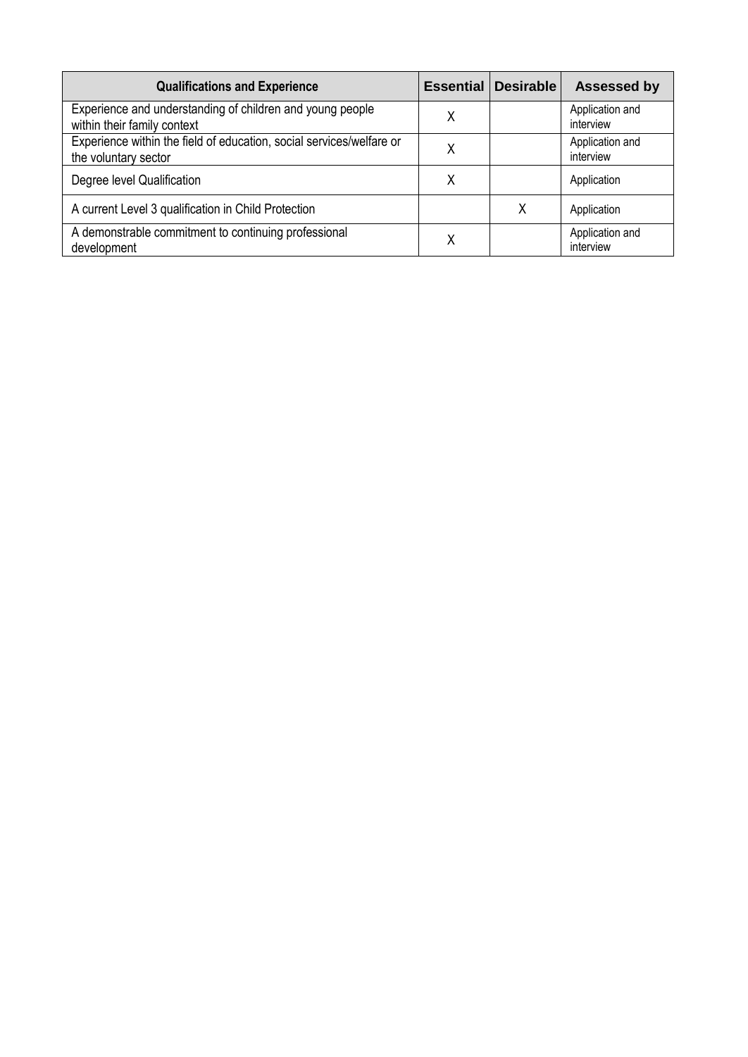| Qualifications and Experience | Essential | Desirable | Assessed by |
|---|---|---|---|
| Experience and understanding of children and young people within their family context | X | | Application and interview |
| Experience within the field of education, social services/welfare or the voluntary sector | X | | Application and interview |
| Degree level Qualification | X | | Application |
| A current Level 3 qualification in Child Protection | | X | Application |
| A demonstrable commitment to continuing professional development | X | | Application and interview |